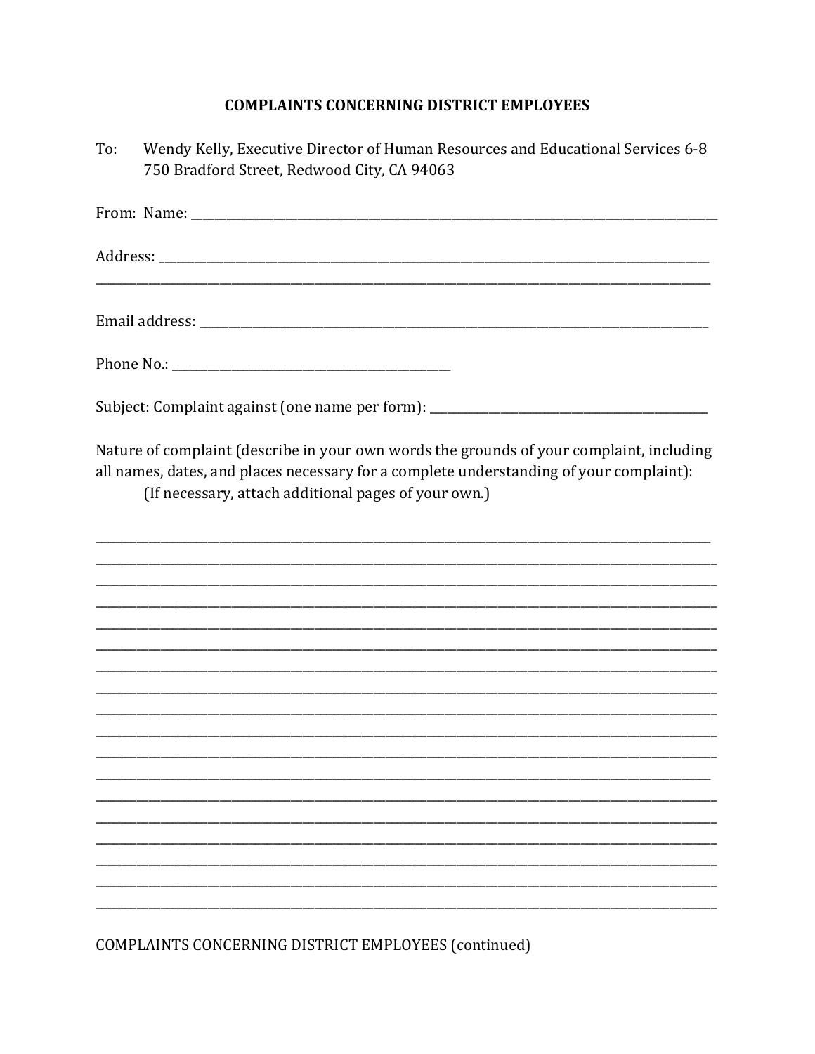# COMPLAINTS CONCERNING DISTRICT EMPLOYEES

To: Wendy Kelly, Executive Director of Human Resources and Educational Services 6-8
750 Bradford Street, Redwood City, CA 94063

From: Name: ______________________________________________________________________________

Address: ______________________________________________________________________________
_____________________________________________________________________________________

Email address: __________________________________________________________________________

Phone No.: ______________________________________

Subject: Complaint against (one name per form): ______________________________________

Nature of complaint (describe in your own words the grounds of your complaint, including all names, dates, and places necessary for a complete understanding of your complaint):
(If necessary, attach additional pages of your own.)

_____________________________________________________________________________________
_____________________________________________________________________________________
_____________________________________________________________________________________
_____________________________________________________________________________________
_____________________________________________________________________________________
_____________________________________________________________________________________
_____________________________________________________________________________________
_____________________________________________________________________________________
_____________________________________________________________________________________
_____________________________________________________________________________________
_____________________________________________________________________________________
_____________________________________________________________________________________
_____________________________________________________________________________________
_____________________________________________________________________________________
_____________________________________________________________________________________
_____________________________________________________________________________________
_____________________________________________________________________________________
_____________________________________________________________________________________

COMPLAINTS CONCERNING DISTRICT EMPLOYEES (continued)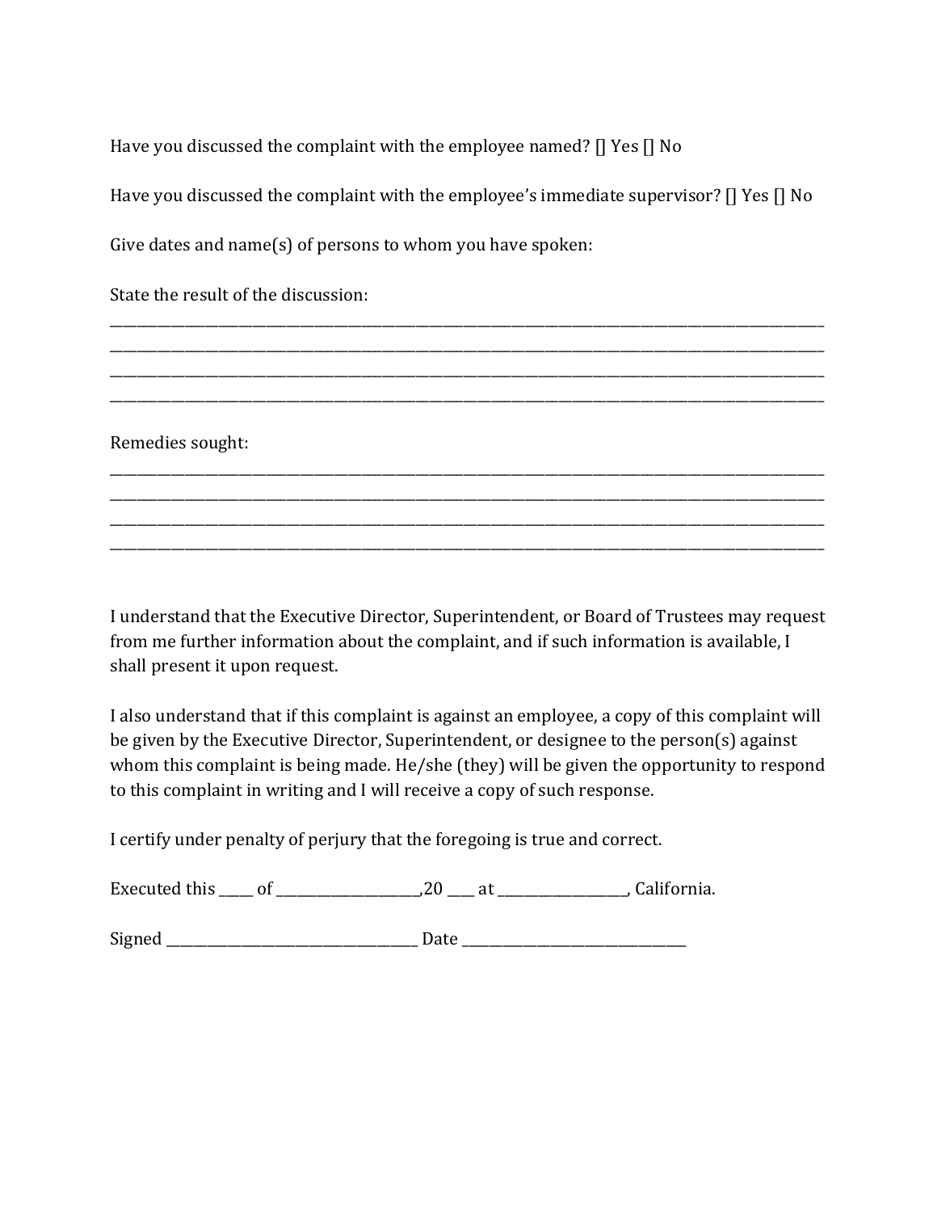Have you discussed the complaint with the employee named? [] Yes [] No

Have you discussed the complaint with the employee's immediate supervisor? [] Yes [] No

Give dates and name(s) of persons to whom you have spoken:

State the result of the discussion:

______________________________________________________________________________________________
______________________________________________________________________________________________
______________________________________________________________________________________________
______________________________________________________________________________________________

Remedies sought:

______________________________________________________________________________________________
______________________________________________________________________________________________
______________________________________________________________________________________________
______________________________________________________________________________________________

I understand that the Executive Director, Superintendent, or Board of Trustees may request from me further information about the complaint, and if such information is available, I shall present it upon request.

I also understand that if this complaint is against an employee, a copy of this complaint will be given by the Executive Director, Superintendent, or designee to the person(s) against whom this complaint is being made. He/she (they) will be given the opportunity to respond to this complaint in writing and I will receive a copy of such response.

I certify under penalty of perjury that the foregoing is true and correct.

Executed this _____ of ____________________,20 ___ at _________________, California.

Signed ___________________________________ Date ______________________________